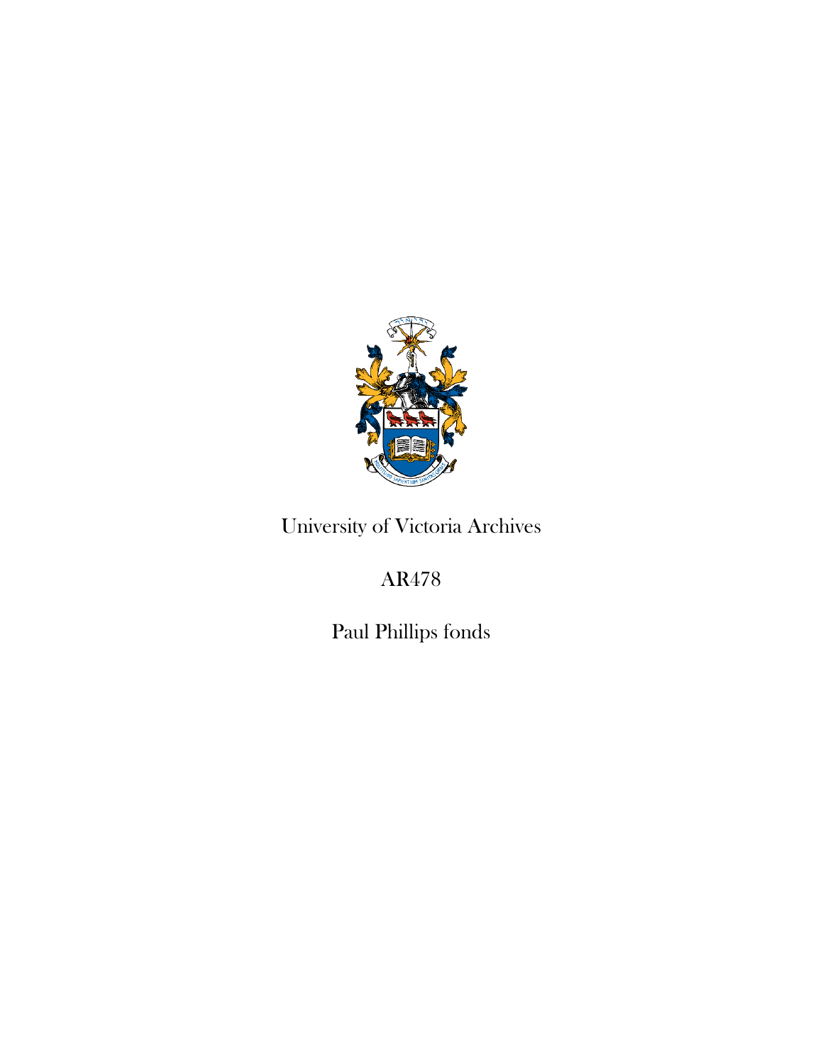University of Victoria Archives

AR478

Paul Phillips fonds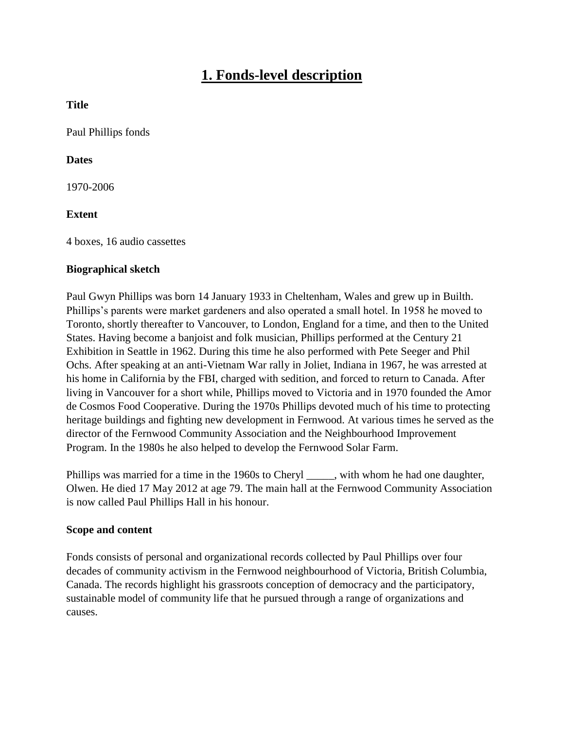# 1. Fonds-level description

**Title**

Paul Phillips fonds

**Dates**

1970-2006

**Extent**

4 boxes, 16 audio cassettes

**Biographical sketch**

Paul Gwyn Phillips was born 14 January 1933 in Cheltenham, Wales and grew up in Builth. Phillips's parents were market gardeners and also operated a small hotel. In 1958 he moved to Toronto, shortly thereafter to Vancouver, to London, England for a time, and then to the United States. Having become a banjoist and folk musician, Phillips performed at the Century 21 Exhibition in Seattle in 1962. During this time he also performed with Pete Seeger and Phil Ochs. After speaking at an anti-Vietnam War rally in Joliet, Indiana in 1967, he was arrested at his home in California by the FBI, charged with sedition, and forced to return to Canada. After living in Vancouver for a short while, Phillips moved to Victoria and in 1970 founded the Amor de Cosmos Food Cooperative. During the 1970s Phillips devoted much of his time to protecting heritage buildings and fighting new development in Fernwood. At various times he served as the director of the Fernwood Community Association and the Neighbourhood Improvement Program. In the 1980s he also helped to develop the Fernwood Solar Farm.

Phillips was married for a time in the 1960s to Cheryl _____, with whom he had one daughter, Olwen. He died 17 May 2012 at age 79. The main hall at the Fernwood Community Association is now called Paul Phillips Hall in his honour.

**Scope and content**

Fonds consists of personal and organizational records collected by Paul Phillips over four decades of community activism in the Fernwood neighbourhood of Victoria, British Columbia, Canada. The records highlight his grassroots conception of democracy and the participatory, sustainable model of community life that he pursued through a range of organizations and causes.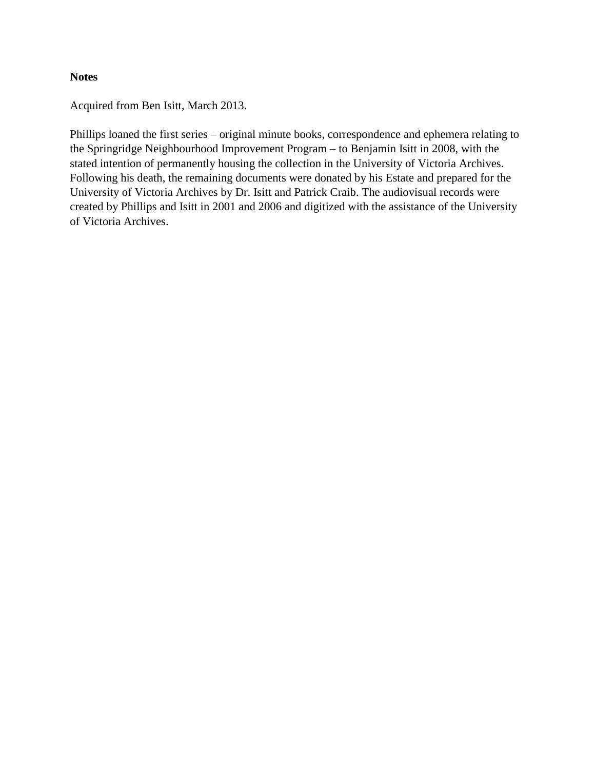**Notes**

Acquired from Ben Isitt, March 2013.

Phillips loaned the first series – original minute books, correspondence and ephemera relating to the Springridge Neighbourhood Improvement Program – to Benjamin Isitt in 2008, with the stated intention of permanently housing the collection in the University of Victoria Archives. Following his death, the remaining documents were donated by his Estate and prepared for the University of Victoria Archives by Dr. Isitt and Patrick Craib. The audiovisual records were created by Phillips and Isitt in 2001 and 2006 and digitized with the assistance of the University of Victoria Archives.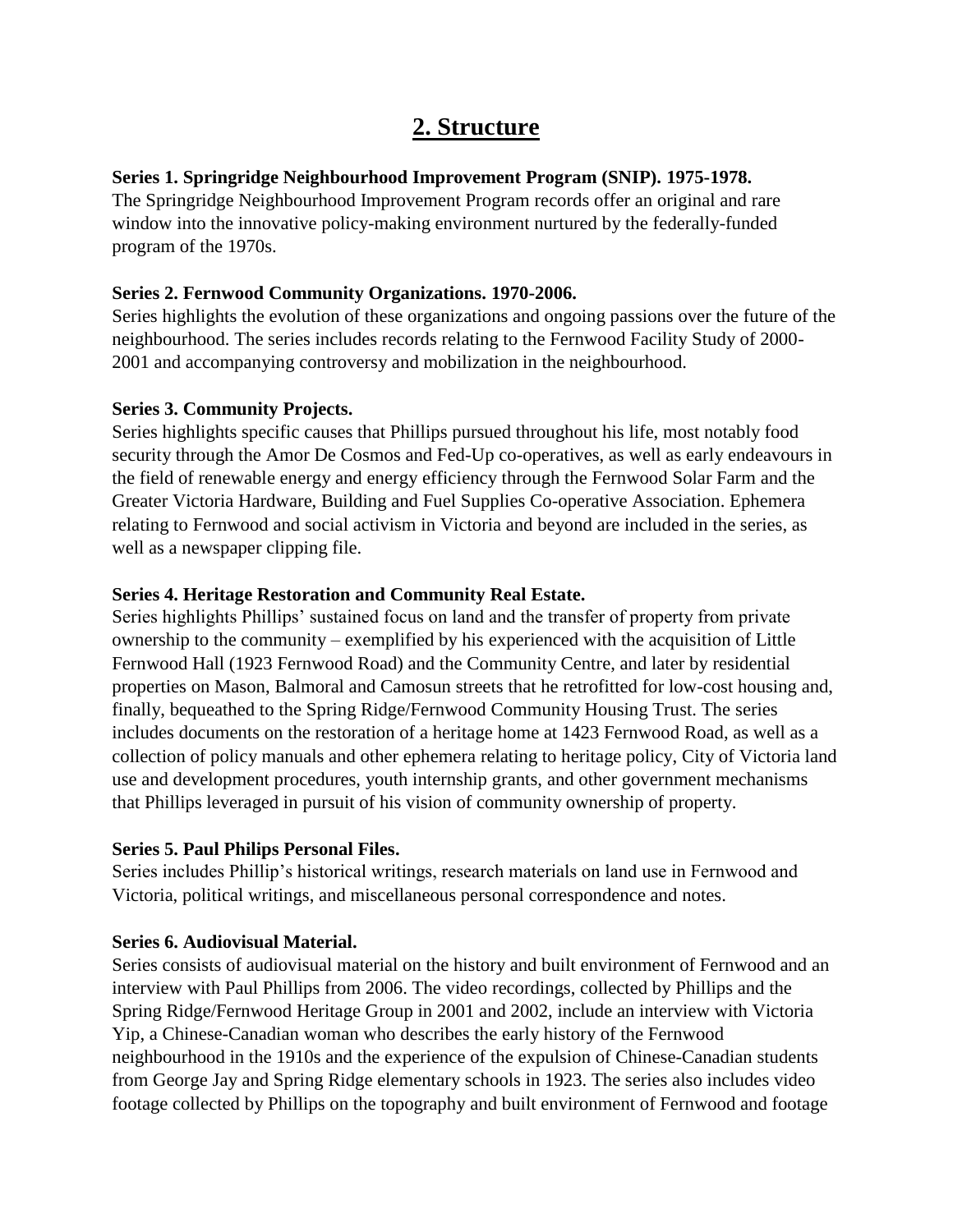## 2. Structure

**Series 1. Springridge Neighbourhood Improvement Program (SNIP). 1975-1978.**
The Springridge Neighbourhood Improvement Program records offer an original and rare window into the innovative policy-making environment nurtured by the federally-funded program of the 1970s.

**Series 2. Fernwood Community Organizations. 1970-2006.**
Series highlights the evolution of these organizations and ongoing passions over the future of the neighbourhood. The series includes records relating to the Fernwood Facility Study of 2000-2001 and accompanying controversy and mobilization in the neighbourhood.

**Series 3. Community Projects.**
Series highlights specific causes that Phillips pursued throughout his life, most notably food security through the Amor De Cosmos and Fed-Up co-operatives, as well as early endeavours in the field of renewable energy and energy efficiency through the Fernwood Solar Farm and the Greater Victoria Hardware, Building and Fuel Supplies Co-operative Association. Ephemera relating to Fernwood and social activism in Victoria and beyond are included in the series, as well as a newspaper clipping file.

**Series 4. Heritage Restoration and Community Real Estate.**
Series highlights Phillips' sustained focus on land and the transfer of property from private ownership to the community – exemplified by his experienced with the acquisition of Little Fernwood Hall (1923 Fernwood Road) and the Community Centre, and later by residential properties on Mason, Balmoral and Camosun streets that he retrofitted for low-cost housing and, finally, bequeathed to the Spring Ridge/Fernwood Community Housing Trust. The series includes documents on the restoration of a heritage home at 1423 Fernwood Road, as well as a collection of policy manuals and other ephemera relating to heritage policy, City of Victoria land use and development procedures, youth internship grants, and other government mechanisms that Phillips leveraged in pursuit of his vision of community ownership of property.

**Series 5. Paul Philips Personal Files.**
Series includes Phillip's historical writings, research materials on land use in Fernwood and Victoria, political writings, and miscellaneous personal correspondence and notes.

**Series 6. Audiovisual Material.**
Series consists of audiovisual material on the history and built environment of Fernwood and an interview with Paul Phillips from 2006. The video recordings, collected by Phillips and the Spring Ridge/Fernwood Heritage Group in 2001 and 2002, include an interview with Victoria Yip, a Chinese-Canadian woman who describes the early history of the Fernwood neighbourhood in the 1910s and the experience of the expulsion of Chinese-Canadian students from George Jay and Spring Ridge elementary schools in 1923. The series also includes video footage collected by Phillips on the topography and built environment of Fernwood and footage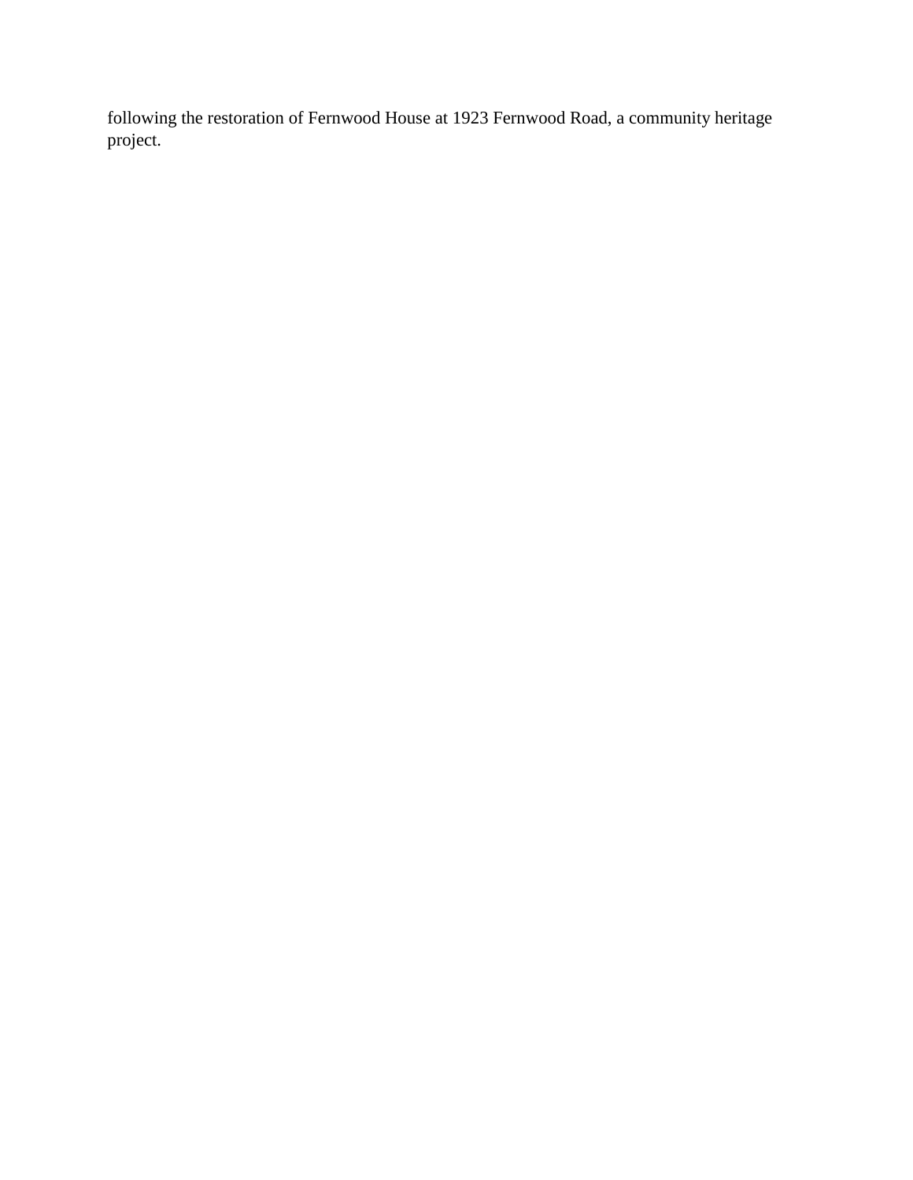following the restoration of Fernwood House at 1923 Fernwood Road, a community heritage project.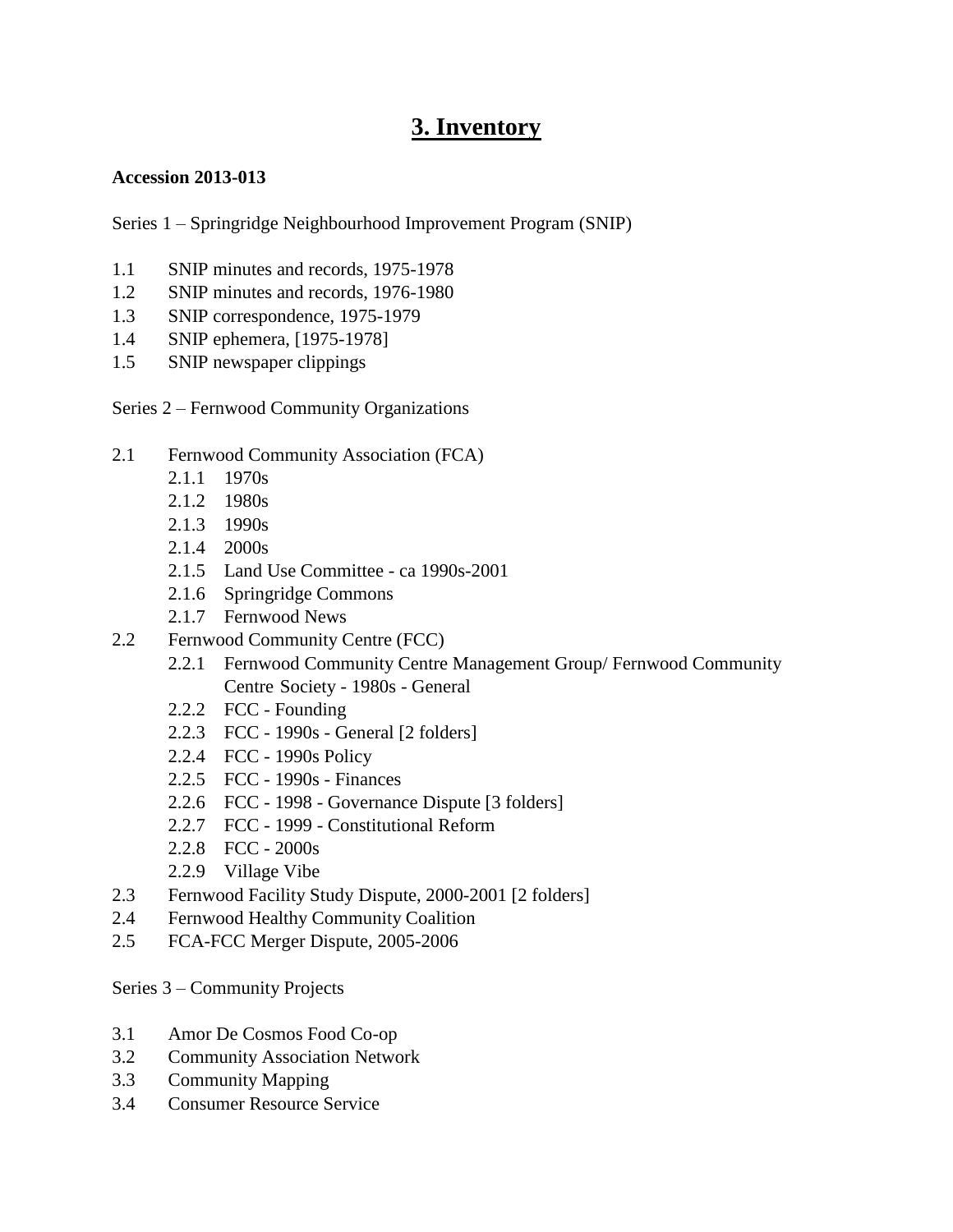# 3. Inventory

**Accession 2013-013**

Series 1 – Springridge Neighbourhood Improvement Program (SNIP)

- 1.1 SNIP minutes and records, 1975-1978
- 1.2 SNIP minutes and records, 1976-1980
- 1.3 SNIP correspondence, 1975-1979
- 1.4 SNIP ephemera, [1975-1978]
- 1.5 SNIP newspaper clippings

Series 2 – Fernwood Community Organizations

- 2.1 Fernwood Community Association (FCA)
  - 2.1.1 1970s
  - 2.1.2 1980s
  - 2.1.3 1990s
  - 2.1.4 2000s
  - 2.1.5 Land Use Committee - ca 1990s-2001
  - 2.1.6 Springridge Commons
  - 2.1.7 Fernwood News
- 2.2 Fernwood Community Centre (FCC)
  - 2.2.1 Fernwood Community Centre Management Group/ Fernwood Community Centre Society - 1980s - General
  - 2.2.2 FCC - Founding
  - 2.2.3 FCC - 1990s - General [2 folders]
  - 2.2.4 FCC - 1990s Policy
  - 2.2.5 FCC - 1990s - Finances
  - 2.2.6 FCC - 1998 - Governance Dispute [3 folders]
  - 2.2.7 FCC - 1999 - Constitutional Reform
  - 2.2.8 FCC - 2000s
  - 2.2.9 Village Vibe
- 2.3 Fernwood Facility Study Dispute, 2000-2001 [2 folders]
- 2.4 Fernwood Healthy Community Coalition
- 2.5 FCA-FCC Merger Dispute, 2005-2006

Series 3 – Community Projects

- 3.1 Amor De Cosmos Food Co-op
- 3.2 Community Association Network
- 3.3 Community Mapping
- 3.4 Consumer Resource Service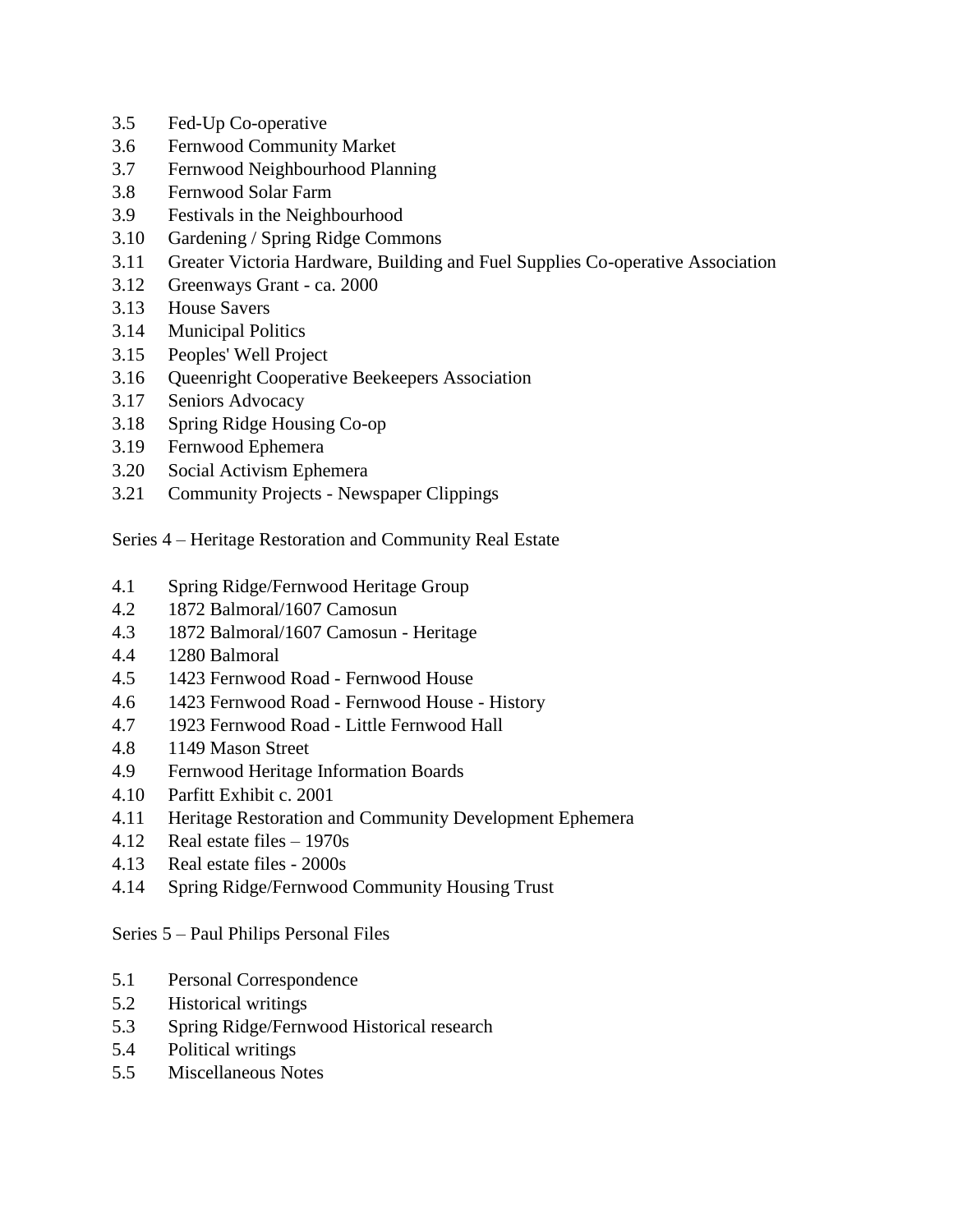3.5 Fed-Up Co-operative
3.6 Fernwood Community Market
3.7 Fernwood Neighbourhood Planning
3.8 Fernwood Solar Farm
3.9 Festivals in the Neighbourhood
3.10 Gardening / Spring Ridge Commons
3.11 Greater Victoria Hardware, Building and Fuel Supplies Co-operative Association
3.12 Greenways Grant - ca. 2000
3.13 House Savers
3.14 Municipal Politics
3.15 Peoples' Well Project
3.16 Queenright Cooperative Beekeepers Association
3.17 Seniors Advocacy
3.18 Spring Ridge Housing Co-op
3.19 Fernwood Ephemera
3.20 Social Activism Ephemera
3.21 Community Projects - Newspaper Clippings

Series 4 – Heritage Restoration and Community Real Estate

4.1 Spring Ridge/Fernwood Heritage Group
4.2 1872 Balmoral/1607 Camosun
4.3 1872 Balmoral/1607 Camosun - Heritage
4.4 1280 Balmoral
4.5 1423 Fernwood Road - Fernwood House
4.6 1423 Fernwood Road - Fernwood House - History
4.7 1923 Fernwood Road - Little Fernwood Hall
4.8 1149 Mason Street
4.9 Fernwood Heritage Information Boards
4.10 Parfitt Exhibit c. 2001
4.11 Heritage Restoration and Community Development Ephemera
4.12 Real estate files – 1970s
4.13 Real estate files - 2000s
4.14 Spring Ridge/Fernwood Community Housing Trust

Series 5 – Paul Philips Personal Files

5.1 Personal Correspondence
5.2 Historical writings
5.3 Spring Ridge/Fernwood Historical research
5.4 Political writings
5.5 Miscellaneous Notes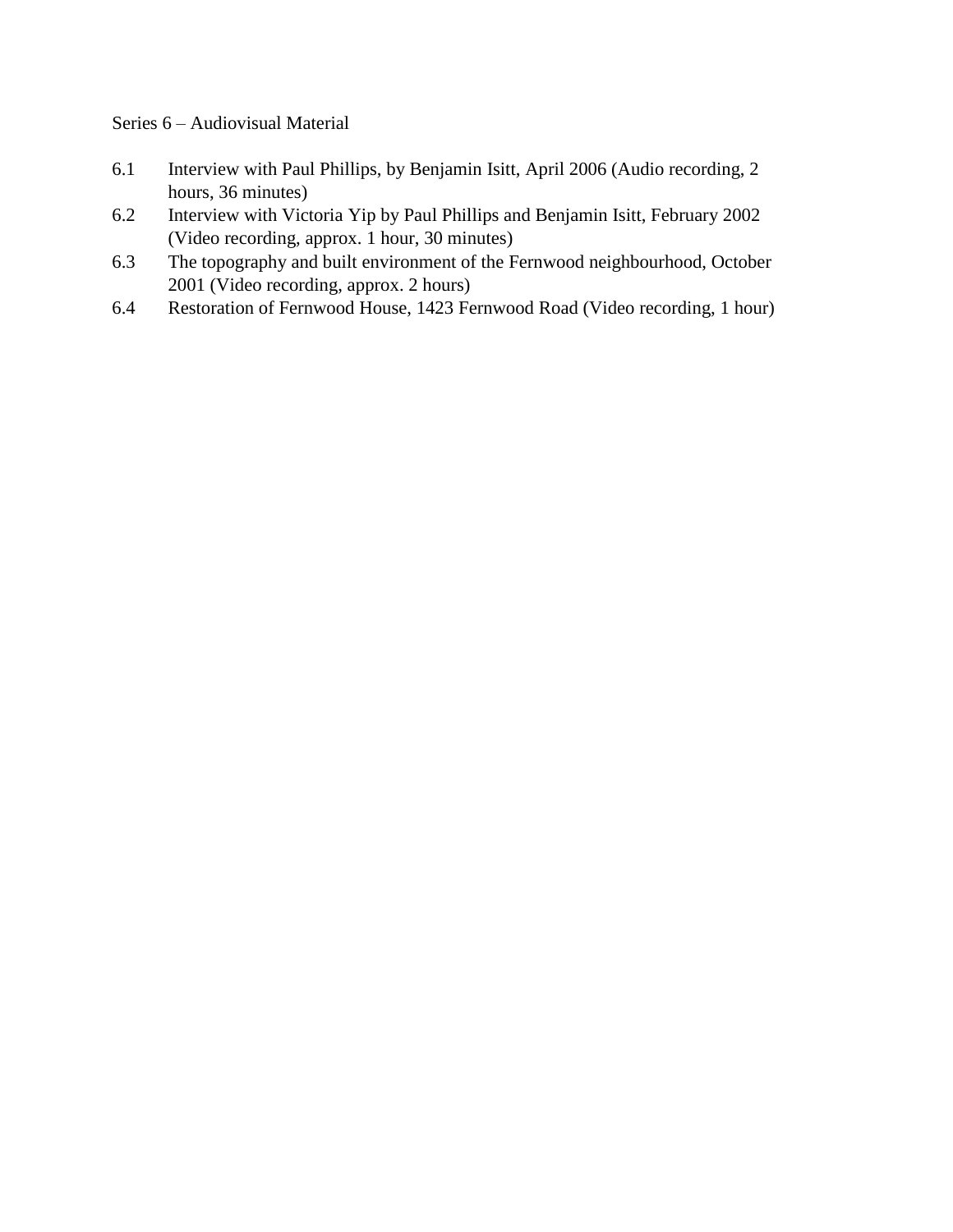Series 6 – Audiovisual Material

6.1 Interview with Paul Phillips, by Benjamin Isitt, April 2006 (Audio recording, 2 hours, 36 minutes)

6.2 Interview with Victoria Yip by Paul Phillips and Benjamin Isitt, February 2002 (Video recording, approx. 1 hour, 30 minutes)

6.3 The topography and built environment of the Fernwood neighbourhood, October 2001 (Video recording, approx. 2 hours)

6.4 Restoration of Fernwood House, 1423 Fernwood Road (Video recording, 1 hour)